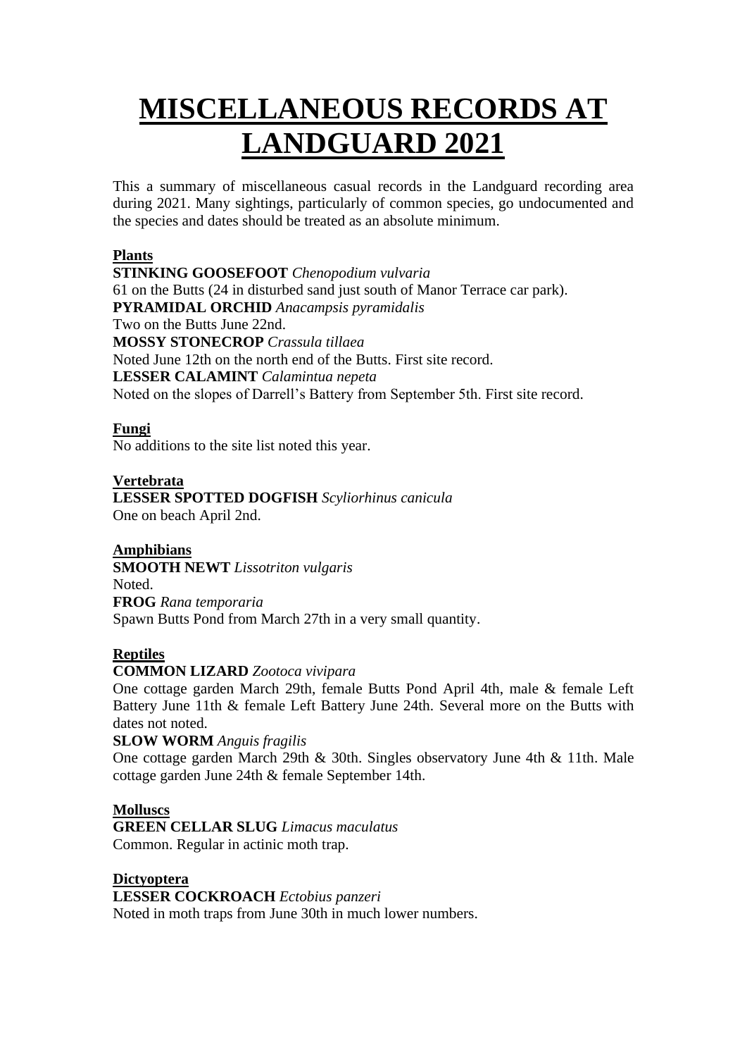# MISCELLANEOUS RECORDS AT LANDGUARD 2021

This a summary of miscellaneous casual records in the Landguard recording area during 2021. Many sightings, particularly of common species, go undocumented and the species and dates should be treated as an absolute minimum.

## Plants

**STINKING GOOSEFOOT** *Chenopodium vulvaria*
61 on the Butts (24 in disturbed sand just south of Manor Terrace car park).

**PYRAMIDAL ORCHID** *Anacampsis pyramidalis*
Two on the Butts June 22nd.

**MOSSY STONECROP** *Crassula tillaea*
Noted June 12th on the north end of the Butts. First site record.

**LESSER CALAMINT** *Calamintua nepeta*
Noted on the slopes of Darrell's Battery from September 5th. First site record.

## Fungi

No additions to the site list noted this year.

## Vertebrata

**LESSER SPOTTED DOGFISH** *Scyliorhinus canicula*
One on beach April 2nd.

## Amphibians

**SMOOTH NEWT** *Lissotriton vulgaris*
Noted.

**FROG** *Rana temporaria*
Spawn Butts Pond from March 27th in a very small quantity.

## Reptiles

**COMMON LIZARD** *Zootoca vivipara*
One cottage garden March 29th, female Butts Pond April 4th, male & female Left Battery June 11th & female Left Battery June 24th. Several more on the Butts with dates not noted.

**SLOW WORM** *Anguis fragilis*
One cottage garden March 29th & 30th. Singles observatory June 4th & 11th. Male cottage garden June 24th & female September 14th.

## Molluscs

**GREEN CELLAR SLUG** *Limacus maculatus*
Common. Regular in actinic moth trap.

## Dictyoptera

**LESSER COCKROACH** *Ectobius panzeri*
Noted in moth traps from June 30th in much lower numbers.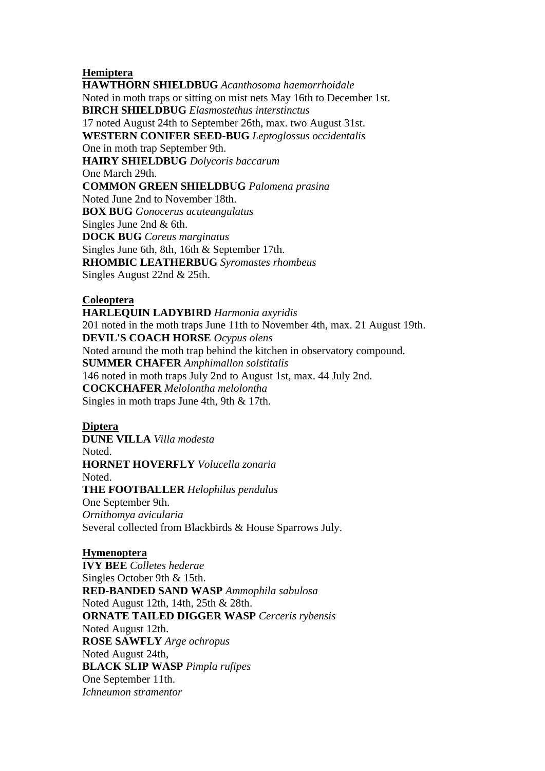**Hemiptera**

**HAWTHORN SHIELDBUG** *Acanthosoma haemorrhoidale*
Noted in moth traps or sitting on mist nets May 16th to December 1st.
**BIRCH SHIELDBUG** *Elasmostethus interstinctus*
17 noted August 24th to September 26th, max. two August 31st.
**WESTERN CONIFER SEED-BUG** *Leptoglossus occidentalis*
One in moth trap September 9th.
**HAIRY SHIELDBUG** *Dolycoris baccarum*
One March 29th.
**COMMON GREEN SHIELDBUG** *Palomena prasina*
Noted June 2nd to November 18th.
**BOX BUG** *Gonocerus acuteangulatus*
Singles June 2nd & 6th.
**DOCK BUG** *Coreus marginatus*
Singles June 6th, 8th, 16th & September 17th.
**RHOMBIC LEATHERBUG** *Syromastes rhombeus*
Singles August 22nd & 25th.

**Coleoptera**

**HARLEQUIN LADYBIRD** *Harmonia axyridis*
201 noted in the moth traps June 11th to November 4th, max. 21 August 19th.
**DEVIL'S COACH HORSE** *Ocypus olens*
Noted around the moth trap behind the kitchen in observatory compound.
**SUMMER CHAFER** *Amphimallon solstitalis*
146 noted in moth traps July 2nd to August 1st, max. 44 July 2nd.
**COCKCHAFER** *Melolontha melolontha*
Singles in moth traps June 4th, 9th & 17th.

**Diptera**

**DUNE VILLA** *Villa modesta*
Noted.
**HORNET HOVERFLY** *Volucella zonaria*
Noted.
**THE FOOTBALLER** *Helophilus pendulus*
One September 9th.
*Ornithomya avicularia*
Several collected from Blackbirds & House Sparrows July.

**Hymenoptera**

**IVY BEE** *Colletes hederae*
Singles October 9th & 15th.
**RED-BANDED SAND WASP** *Ammophila sabulosa*
Noted August 12th, 14th, 25th & 28th.
**ORNATE TAILED DIGGER WASP** *Cerceris rybensis*
Noted August 12th.
**ROSE SAWFLY** *Arge ochropus*
Noted August 24th,
**BLACK SLIP WASP** *Pimpla rufipes*
One September 11th.
*Ichneumon stramentor*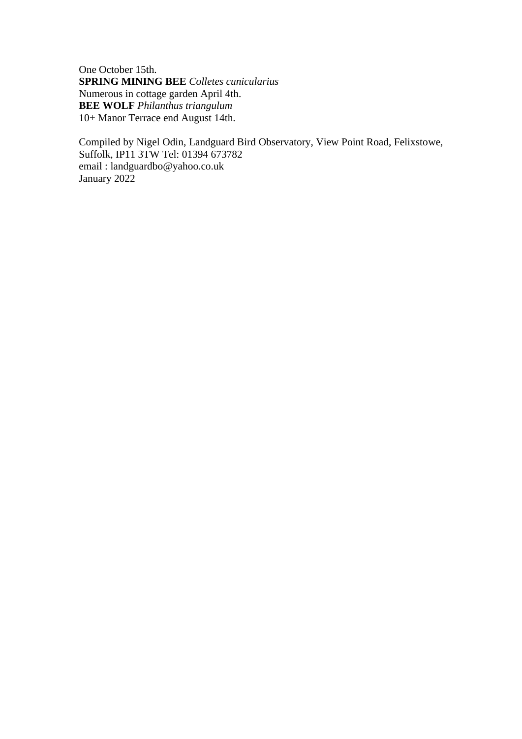One October 15th.
**SPRING MINING BEE** *Colletes cunicularius*
Numerous in cottage garden April 4th.
**BEE WOLF** *Philanthus triangulum*
10+ Manor Terrace end August 14th.

Compiled by Nigel Odin, Landguard Bird Observatory, View Point Road, Felixstowe, Suffolk, IP11 3TW Tel: 01394 673782
email : landguardbo@yahoo.co.uk
January 2022